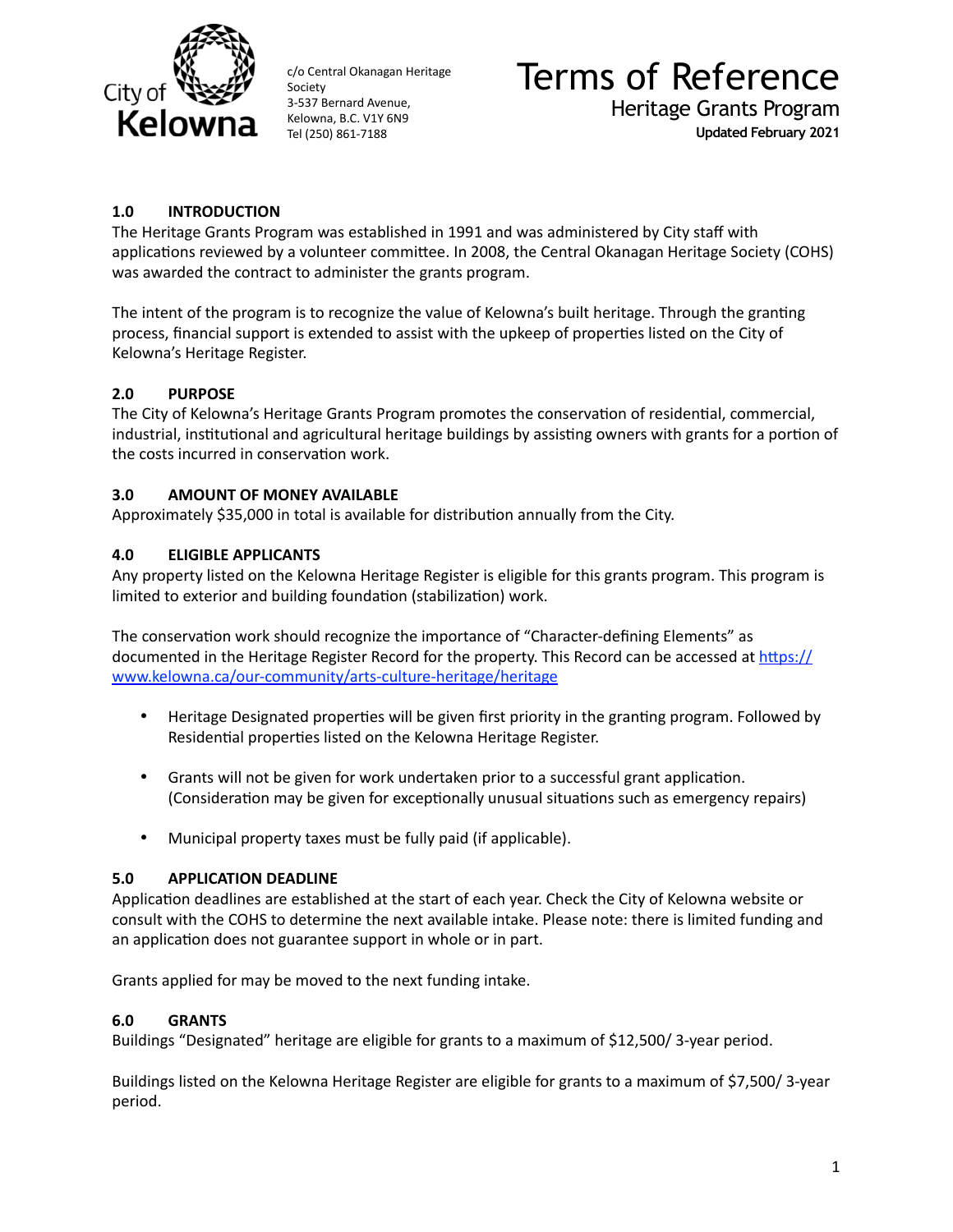City of Kelowna

c/o Central Okanagan Heritage Society
3-537 Bernard Avenue,
Kelowna, B.C. V1Y 6N9
Tel (250) 861-7188

# Terms of Reference

## Heritage Grants Program

**Updated February 2021**

### 1.0 INTRODUCTION

The Heritage Grants Program was established in 1991 and was administered by City staff with applications reviewed by a volunteer committee. In 2008, the Central Okanagan Heritage Society (COHS) was awarded the contract to administer the grants program.

The intent of the program is to recognize the value of Kelowna's built heritage. Through the granting process, financial support is extended to assist with the upkeep of properties listed on the City of Kelowna's Heritage Register.

### 2.0 PURPOSE

The City of Kelowna's Heritage Grants Program promotes the conservation of residential, commercial, industrial, institutional and agricultural heritage buildings by assisting owners with grants for a portion of the costs incurred in conservation work.

### 3.0 AMOUNT OF MONEY AVAILABLE

Approximately $35,000 in total is available for distribution annually from the City.

### 4.0 ELIGIBLE APPLICANTS

Any property listed on the Kelowna Heritage Register is eligible for this grants program. This program is limited to exterior and building foundation (stabilization) work.

The conservation work should recognize the importance of "Character-defining Elements" as documented in the Heritage Register Record for the property. This Record can be accessed at [https://www.kelowna.ca/our-community/arts-culture-heritage/heritage](https://www.kelowna.ca/our-community/arts-culture-heritage/heritage)

- Heritage Designated properties will be given first priority in the granting program. Followed by Residential properties listed on the Kelowna Heritage Register.
- Grants will not be given for work undertaken prior to a successful grant application. (Consideration may be given for exceptionally unusual situations such as emergency repairs)
- Municipal property taxes must be fully paid (if applicable).

### 5.0 APPLICATION DEADLINE

Application deadlines are established at the start of each year. Check the City of Kelowna website or consult with the COHS to determine the next available intake. Please note: there is limited funding and an application does not guarantee support in whole or in part.

Grants applied for may be moved to the next funding intake.

### 6.0 GRANTS

Buildings "Designated" heritage are eligible for grants to a maximum of $12,500/ 3-year period.

Buildings listed on the Kelowna Heritage Register are eligible for grants to a maximum of $7,500/ 3-year period.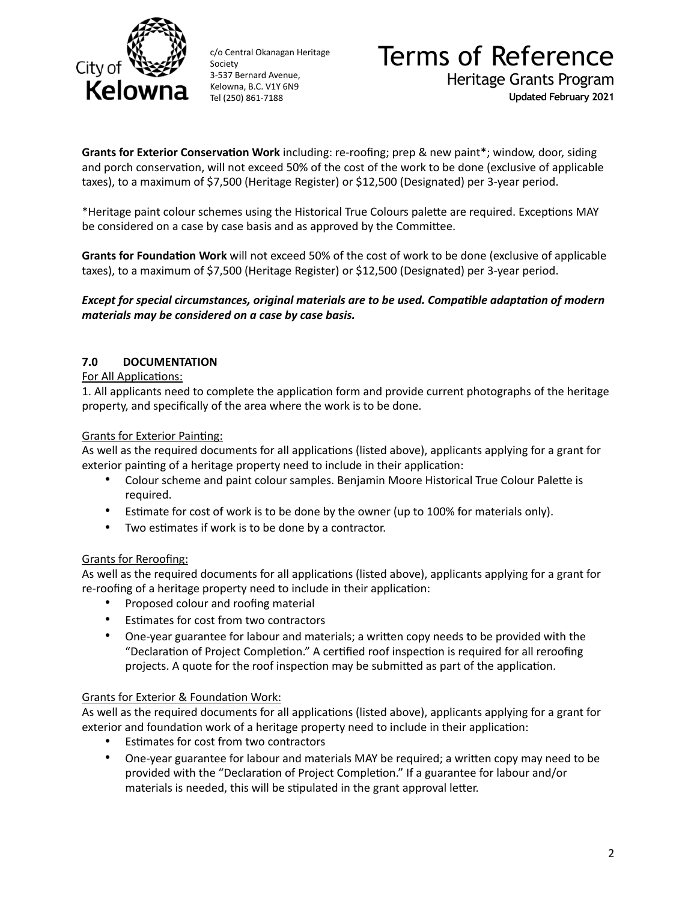**Grants for Exterior Conservation Work** including: re-roofing; prep & new paint*; window, door, siding and porch conservation, will not exceed 50% of the cost of the work to be done (exclusive of applicable taxes), to a maximum of $7,500 (Heritage Register) or $12,500 (Designated) per 3-year period.

*Heritage paint colour schemes using the Historical True Colours palette are required. Exceptions MAY be considered on a case by case basis and as approved by the Committee.

**Grants for Foundation Work** will not exceed 50% of the cost of work to be done (exclusive of applicable taxes), to a maximum of $7,500 (Heritage Register) or $12,500 (Designated) per 3-year period.

***Except for special circumstances, original materials are to be used. Compatible adaptation of modern materials may be considered on a case by case basis.***

## 7.0 DOCUMENTATION

<u>For All Applications:</u>

1. All applicants need to complete the application form and provide current photographs of the heritage property, and specifically of the area where the work is to be done.

<u>Grants for Exterior Painting:</u>

As well as the required documents for all applications (listed above), applicants applying for a grant for exterior painting of a heritage property need to include in their application:

- Colour scheme and paint colour samples. Benjamin Moore Historical True Colour Palette is required.
- Estimate for cost of work is to be done by the owner (up to 100% for materials only).
- Two estimates if work is to be done by a contractor.

<u>Grants for Reroofing:</u>

As well as the required documents for all applications (listed above), applicants applying for a grant for re-roofing of a heritage property need to include in their application:

- Proposed colour and roofing material
- Estimates for cost from two contractors
- One-year guarantee for labour and materials; a written copy needs to be provided with the "Declaration of Project Completion." A certified roof inspection is required for all reroofing projects. A quote for the roof inspection may be submitted as part of the application.

<u>Grants for Exterior & Foundation Work:</u>

As well as the required documents for all applications (listed above), applicants applying for a grant for exterior and foundation work of a heritage property need to include in their application:

- Estimates for cost from two contractors
- One-year guarantee for labour and materials MAY be required; a written copy may need to be provided with the "Declaration of Project Completion." If a guarantee for labour and/or materials is needed, this will be stipulated in the grant approval letter.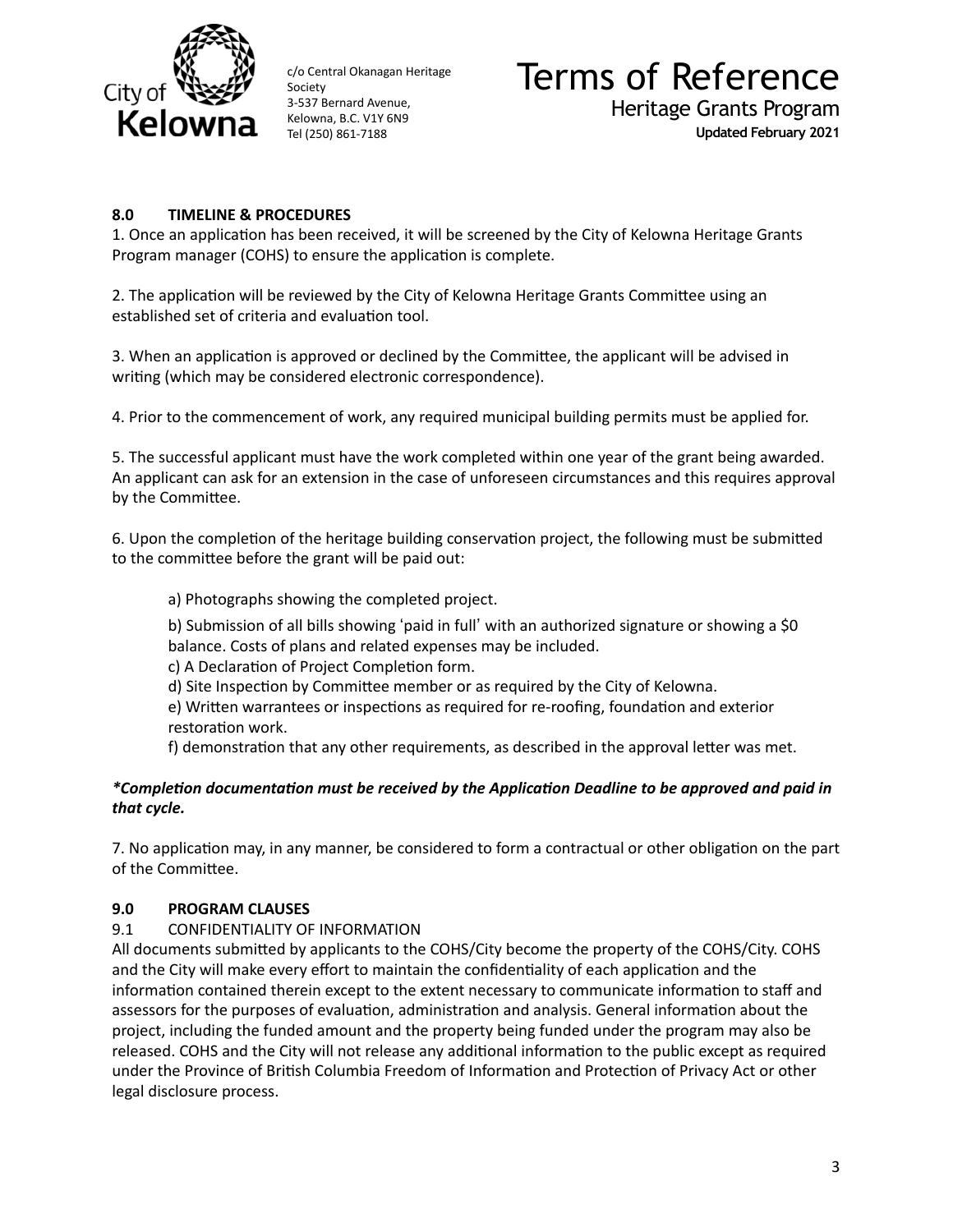## 8.0 TIMELINE & PROCEDURES

1. Once an application has been received, it will be screened by the City of Kelowna Heritage Grants Program manager (COHS) to ensure the application is complete.

2. The application will be reviewed by the City of Kelowna Heritage Grants Committee using an established set of criteria and evaluation tool.

3. When an application is approved or declined by the Committee, the applicant will be advised in writing (which may be considered electronic correspondence).

4. Prior to the commencement of work, any required municipal building permits must be applied for.

5. The successful applicant must have the work completed within one year of the grant being awarded. An applicant can ask for an extension in the case of unforeseen circumstances and this requires approval by the Committee.

6. Upon the completion of the heritage building conservation project, the following must be submitted to the committee before the grant will be paid out:

   a) Photographs showing the completed project.

   b) Submission of all bills showing 'paid in full' with an authorized signature or showing a $0 balance. Costs of plans and related expenses may be included.
   c) A Declaration of Project Completion form.
   d) Site Inspection by Committee member or as required by the City of Kelowna.
   e) Written warrantees or inspections as required for re-roofing, foundation and exterior restoration work.
   f) demonstration that any other requirements, as described in the approval letter was met.

***Completion documentation must be received by the Application Deadline to be approved and paid in that cycle.***

7. No application may, in any manner, be considered to form a contractual or other obligation on the part of the Committee.

## 9.0 PROGRAM CLAUSES

### 9.1 CONFIDENTIALITY OF INFORMATION

All documents submitted by applicants to the COHS/City become the property of the COHS/City. COHS and the City will make every effort to maintain the confidentiality of each application and the information contained therein except to the extent necessary to communicate information to staff and assessors for the purposes of evaluation, administration and analysis. General information about the project, including the funded amount and the property being funded under the program may also be released. COHS and the City will not release any additional information to the public except as required under the Province of British Columbia Freedom of Information and Protection of Privacy Act or other legal disclosure process.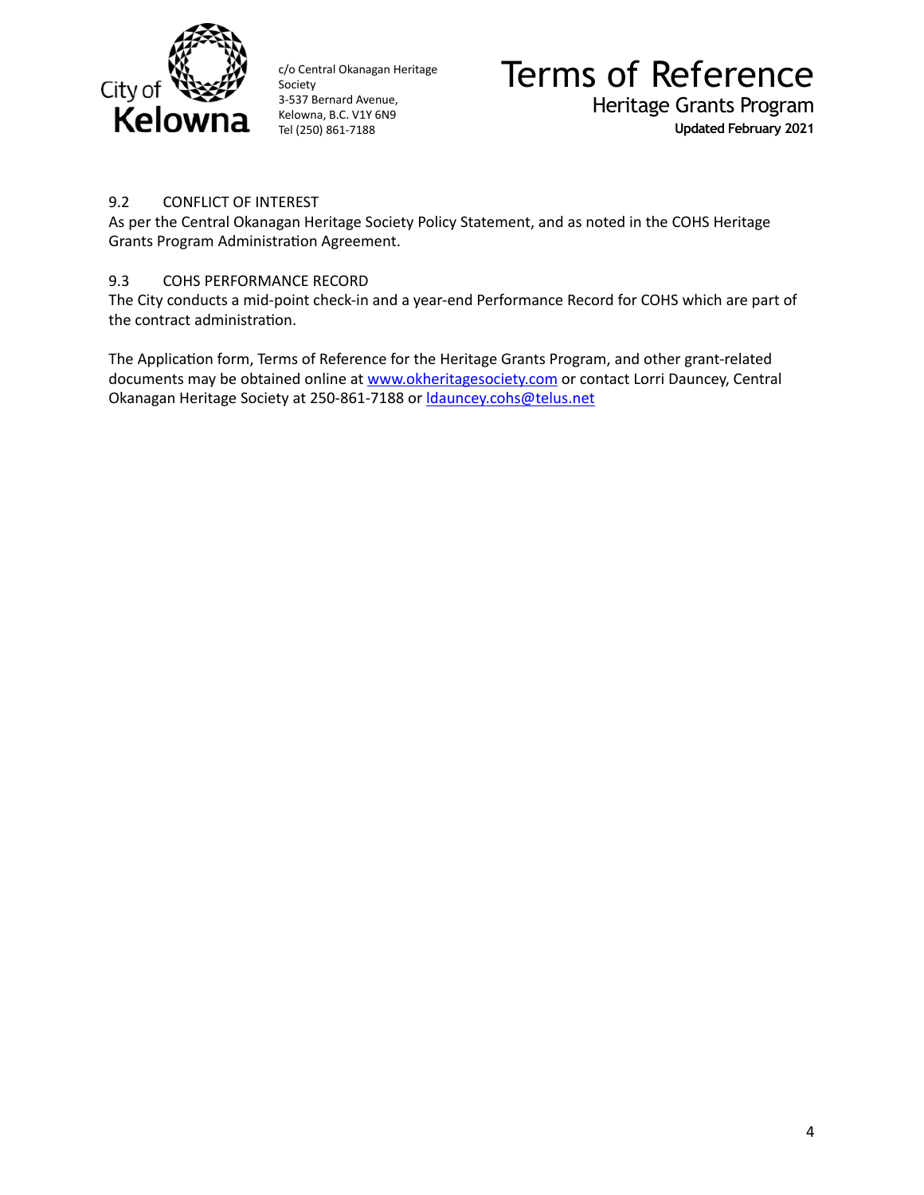### 9.2 CONFLICT OF INTEREST

As per the Central Okanagan Heritage Society Policy Statement, and as noted in the COHS Heritage Grants Program Administration Agreement.

### 9.3 COHS PERFORMANCE RECORD

The City conducts a mid-point check-in and a year-end Performance Record for COHS which are part of the contract administration.

The Application form, Terms of Reference for the Heritage Grants Program, and other grant-related documents may be obtained online at [www.okheritagesociety.com](http://www.okheritagesociety.com) or contact Lorri Dauncey, Central Okanagan Heritage Society at 250-861-7188 or [ldauncey.cohs@telus.net](mailto:ldauncey.cohs@telus.net)